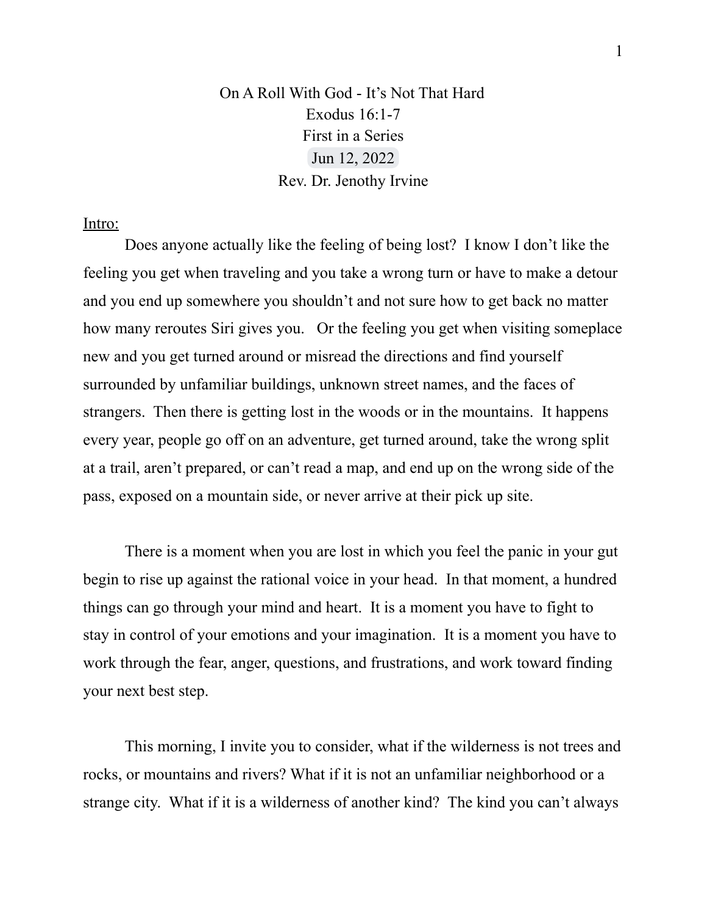# On A Roll With God - It's Not That Hard

Exodus 16:1-7

First in a Series

Jun 12, 2022

Rev. Dr. Jenothy Irvine

Intro:

Does anyone actually like the feeling of being lost? I know I don't like the feeling you get when traveling and you take a wrong turn or have to make a detour and you end up somewhere you shouldn't and not sure how to get back no matter how many reroutes Siri gives you. Or the feeling you get when visiting someplace new and you get turned around or misread the directions and find yourself surrounded by unfamiliar buildings, unknown street names, and the faces of strangers. Then there is getting lost in the woods or in the mountains. It happens every year, people go off on an adventure, get turned around, take the wrong split at a trail, aren't prepared, or can't read a map, and end up on the wrong side of the pass, exposed on a mountain side, or never arrive at their pick up site.

There is a moment when you are lost in which you feel the panic in your gut begin to rise up against the rational voice in your head. In that moment, a hundred things can go through your mind and heart. It is a moment you have to fight to stay in control of your emotions and your imagination. It is a moment you have to work through the fear, anger, questions, and frustrations, and work toward finding your next best step.

This morning, I invite you to consider, what if the wilderness is not trees and rocks, or mountains and rivers? What if it is not an unfamiliar neighborhood or a strange city. What if it is a wilderness of another kind? The kind you can't always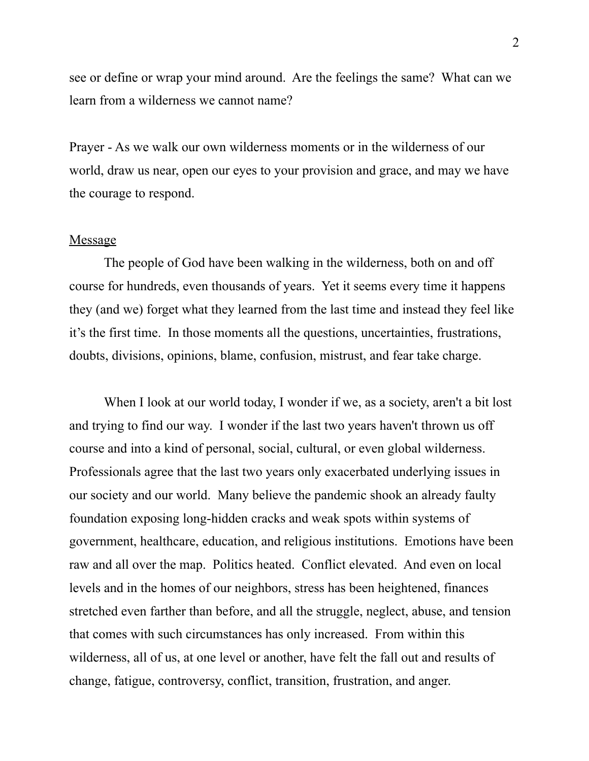see or define or wrap your mind around. Are the feelings the same? What can we learn from a wilderness we cannot name?

Prayer - As we walk our own wilderness moments or in the wilderness of our world, draw us near, open our eyes to your provision and grace, and may we have the courage to respond.

<u>Message</u>

The people of God have been walking in the wilderness, both on and off course for hundreds, even thousands of years. Yet it seems every time it happens they (and we) forget what they learned from the last time and instead they feel like it's the first time. In those moments all the questions, uncertainties, frustrations, doubts, divisions, opinions, blame, confusion, mistrust, and fear take charge.

When I look at our world today, I wonder if we, as a society, aren't a bit lost and trying to find our way. I wonder if the last two years haven't thrown us off course and into a kind of personal, social, cultural, or even global wilderness. Professionals agree that the last two years only exacerbated underlying issues in our society and our world. Many believe the pandemic shook an already faulty foundation exposing long-hidden cracks and weak spots within systems of government, healthcare, education, and religious institutions. Emotions have been raw and all over the map. Politics heated. Conflict elevated. And even on local levels and in the homes of our neighbors, stress has been heightened, finances stretched even farther than before, and all the struggle, neglect, abuse, and tension that comes with such circumstances has only increased. From within this wilderness, all of us, at one level or another, have felt the fall out and results of change, fatigue, controversy, conflict, transition, frustration, and anger.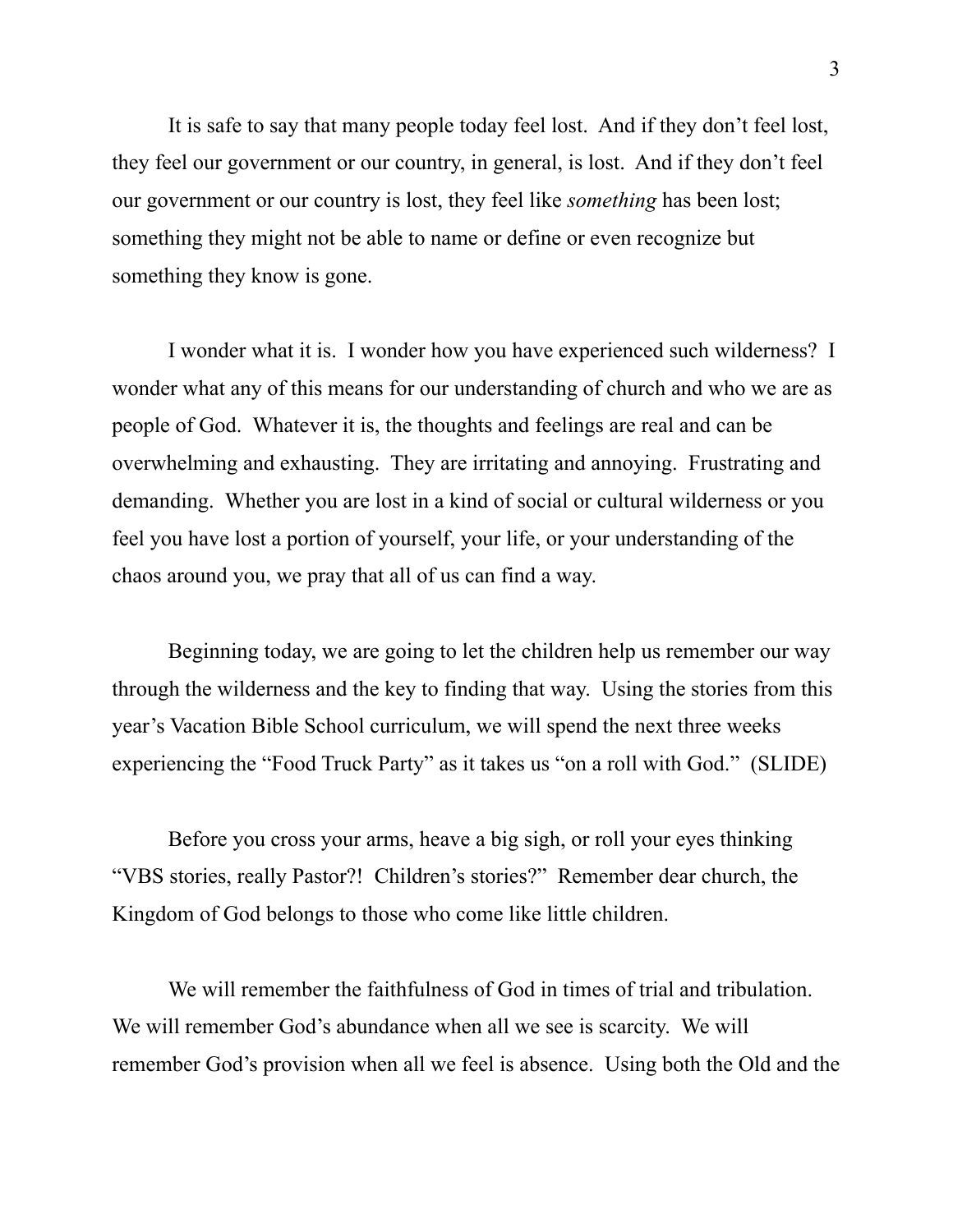It is safe to say that many people today feel lost. And if they don't feel lost, they feel our government or our country, in general, is lost. And if they don't feel our government or our country is lost, they feel like *something* has been lost; something they might not be able to name or define or even recognize but something they know is gone.

I wonder what it is. I wonder how you have experienced such wilderness? I wonder what any of this means for our understanding of church and who we are as people of God. Whatever it is, the thoughts and feelings are real and can be overwhelming and exhausting. They are irritating and annoying. Frustrating and demanding. Whether you are lost in a kind of social or cultural wilderness or you feel you have lost a portion of yourself, your life, or your understanding of the chaos around you, we pray that all of us can find a way.

Beginning today, we are going to let the children help us remember our way through the wilderness and the key to finding that way. Using the stories from this year's Vacation Bible School curriculum, we will spend the next three weeks experiencing the "Food Truck Party" as it takes us "on a roll with God." (SLIDE)

Before you cross your arms, heave a big sigh, or roll your eyes thinking "VBS stories, really Pastor?! Children's stories?" Remember dear church, the Kingdom of God belongs to those who come like little children.

We will remember the faithfulness of God in times of trial and tribulation. We will remember God's abundance when all we see is scarcity. We will remember God's provision when all we feel is absence. Using both the Old and the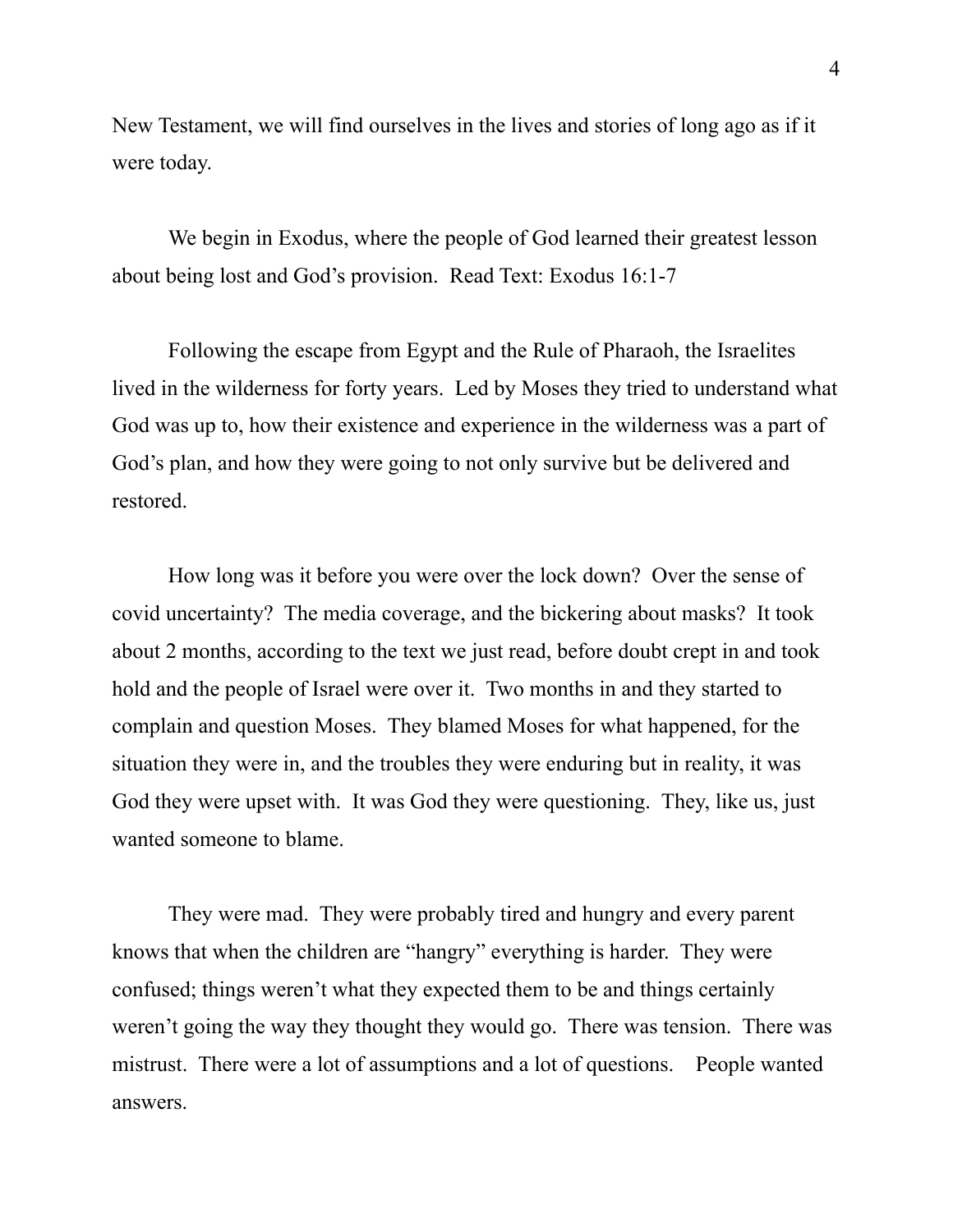New Testament, we will find ourselves in the lives and stories of long ago as if it were today.

We begin in Exodus, where the people of God learned their greatest lesson about being lost and God's provision.  Read Text: Exodus 16:1-7

Following the escape from Egypt and the Rule of Pharaoh, the Israelites lived in the wilderness for forty years.  Led by Moses they tried to understand what God was up to, how their existence and experience in the wilderness was a part of God's plan, and how they were going to not only survive but be delivered and restored.

How long was it before you were over the lock down?  Over the sense of covid uncertainty?  The media coverage, and the bickering about masks?  It took about 2 months, according to the text we just read, before doubt crept in and took hold and the people of Israel were over it.  Two months in and they started to complain and question Moses.  They blamed Moses for what happened, for the situation they were in, and the troubles they were enduring but in reality, it was God they were upset with.  It was God they were questioning.  They, like us, just wanted someone to blame.

They were mad.  They were probably tired and hungry and every parent knows that when the children are "hangry" everything is harder.  They were confused; things weren't what they expected them to be and things certainly weren't going the way they thought they would go.  There was tension.  There was mistrust.  There were a lot of assumptions and a lot of questions.   People wanted answers.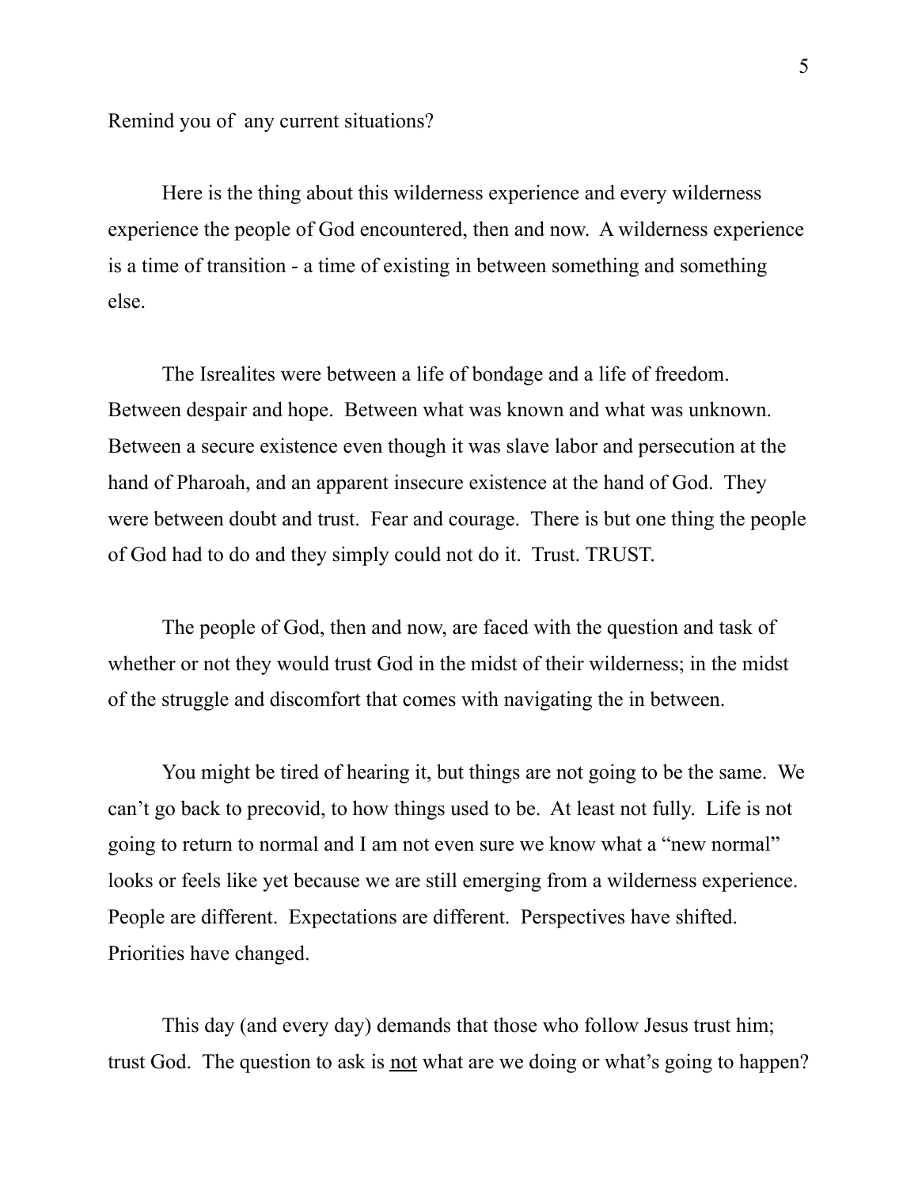Remind you of  any current situations?

Here is the thing about this wilderness experience and every wilderness experience the people of God encountered, then and now.  A wilderness experience is a time of transition - a time of existing in between something and something else.

The Isrealites were between a life of bondage and a life of freedom. Between despair and hope.  Between what was known and what was unknown. Between a secure existence even though it was slave labor and persecution at the hand of Pharoah, and an apparent insecure existence at the hand of God.  They were between doubt and trust.  Fear and courage.  There is but one thing the people of God had to do and they simply could not do it.  Trust. TRUST.

The people of God, then and now, are faced with the question and task of whether or not they would trust God in the midst of their wilderness; in the midst of the struggle and discomfort that comes with navigating the in between.

You might be tired of hearing it, but things are not going to be the same.  We can't go back to precovid, to how things used to be.  At least not fully.  Life is not going to return to normal and I am not even sure we know what a "new normal" looks or feels like yet because we are still emerging from a wilderness experience. People are different.  Expectations are different.  Perspectives have shifted. Priorities have changed.

This day (and every day) demands that those who follow Jesus trust him; trust God.  The question to ask is <u>not</u> what are we doing or what's going to happen?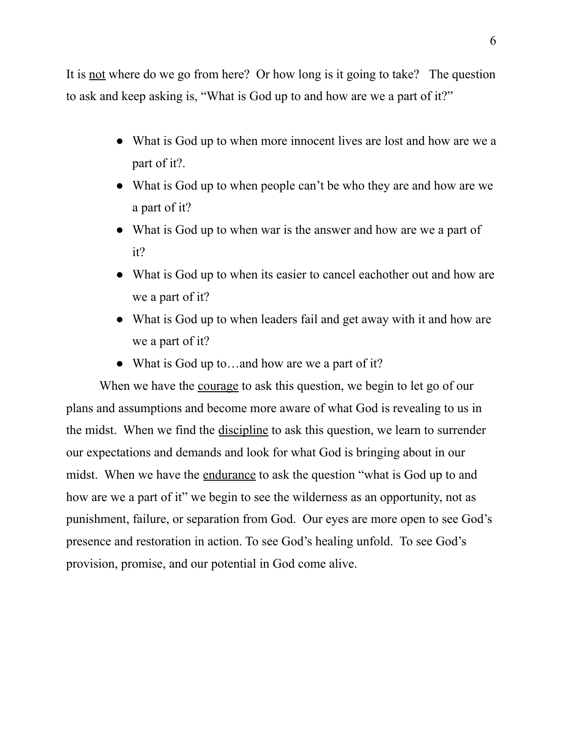It is <u>not</u> where do we go from here? Or how long is it going to take? The question to ask and keep asking is, "What is God up to and how are we a part of it?"

- What is God up to when more innocent lives are lost and how are we a part of it?.
- What is God up to when people can't be who they are and how are we a part of it?
- What is God up to when war is the answer and how are we a part of it?
- What is God up to when its easier to cancel eachother out and how are we a part of it?
- What is God up to when leaders fail and get away with it and how are we a part of it?
- What is God up to…and how are we a part of it?

When we have the <u>courage</u> to ask this question, we begin to let go of our plans and assumptions and become more aware of what God is revealing to us in the midst. When we find the <u>discipline</u> to ask this question, we learn to surrender our expectations and demands and look for what God is bringing about in our midst. When we have the <u>endurance</u> to ask the question "what is God up to and how are we a part of it" we begin to see the wilderness as an opportunity, not as punishment, failure, or separation from God. Our eyes are more open to see God's presence and restoration in action. To see God's healing unfold. To see God's provision, promise, and our potential in God come alive.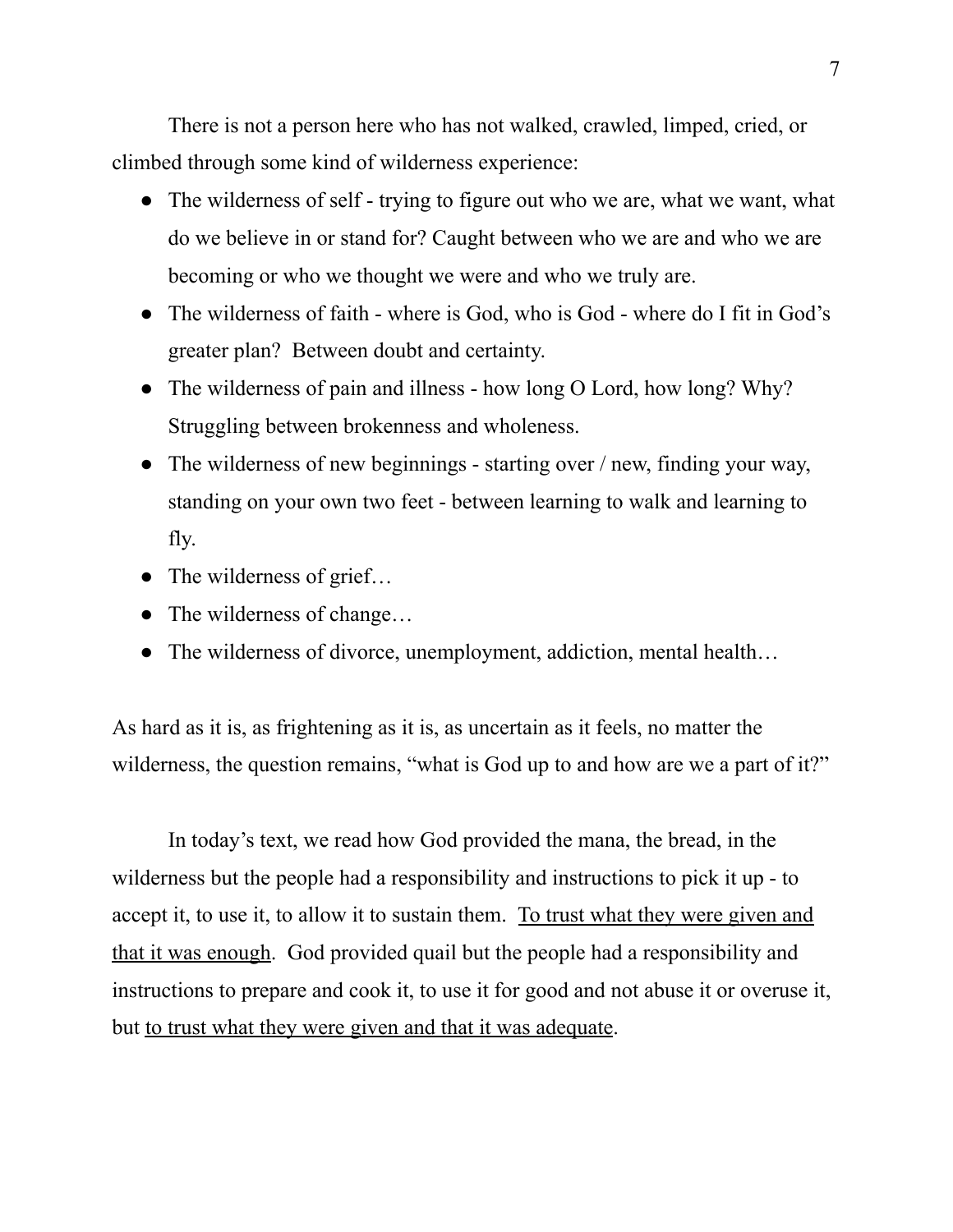There is not a person here who has not walked, crawled, limped, cried, or climbed through some kind of wilderness experience:

- The wilderness of self - trying to figure out who we are, what we want, what do we believe in or stand for? Caught between who we are and who we are becoming or who we thought we were and who we truly are.
- The wilderness of faith - where is God, who is God - where do I fit in God's greater plan? Between doubt and certainty.
- The wilderness of pain and illness - how long O Lord, how long? Why? Struggling between brokenness and wholeness.
- The wilderness of new beginnings - starting over / new, finding your way, standing on your own two feet - between learning to walk and learning to fly.
- The wilderness of grief…
- The wilderness of change…
- The wilderness of divorce, unemployment, addiction, mental health…

As hard as it is, as frightening as it is, as uncertain as it feels, no matter the wilderness, the question remains, "what is God up to and how are we a part of it?"

In today's text, we read how God provided the mana, the bread, in the wilderness but the people had a responsibility and instructions to pick it up - to accept it, to use it, to allow it to sustain them. <u>To trust what they were given and that it was enough</u>. God provided quail but the people had a responsibility and instructions to prepare and cook it, to use it for good and not abuse it or overuse it, but <u>to trust what they were given and that it was adequate</u>.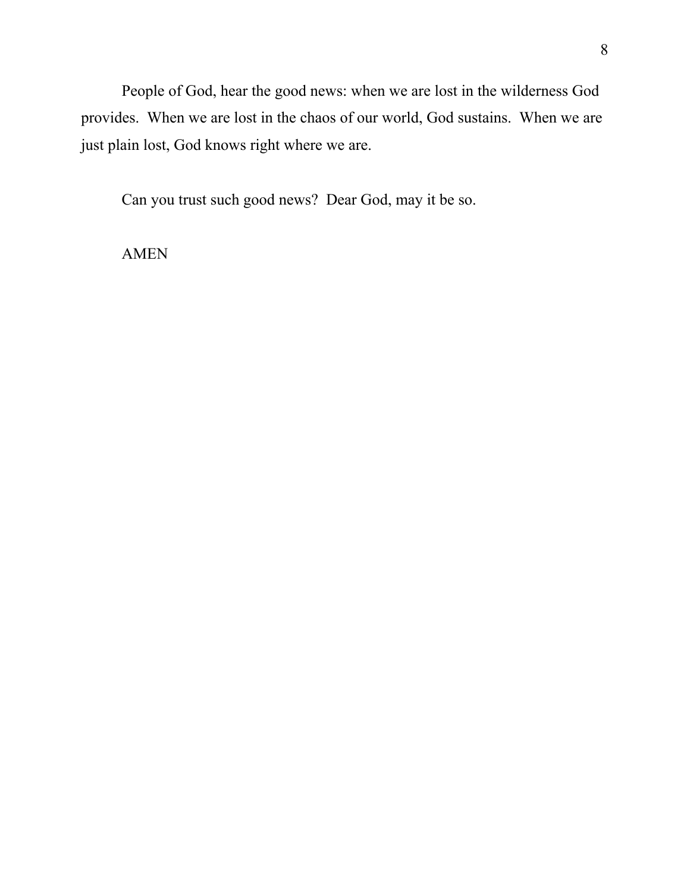People of God, hear the good news: when we are lost in the wilderness God provides. When we are lost in the chaos of our world, God sustains. When we are just plain lost, God knows right where we are.

Can you trust such good news? Dear God, may it be so.

AMEN